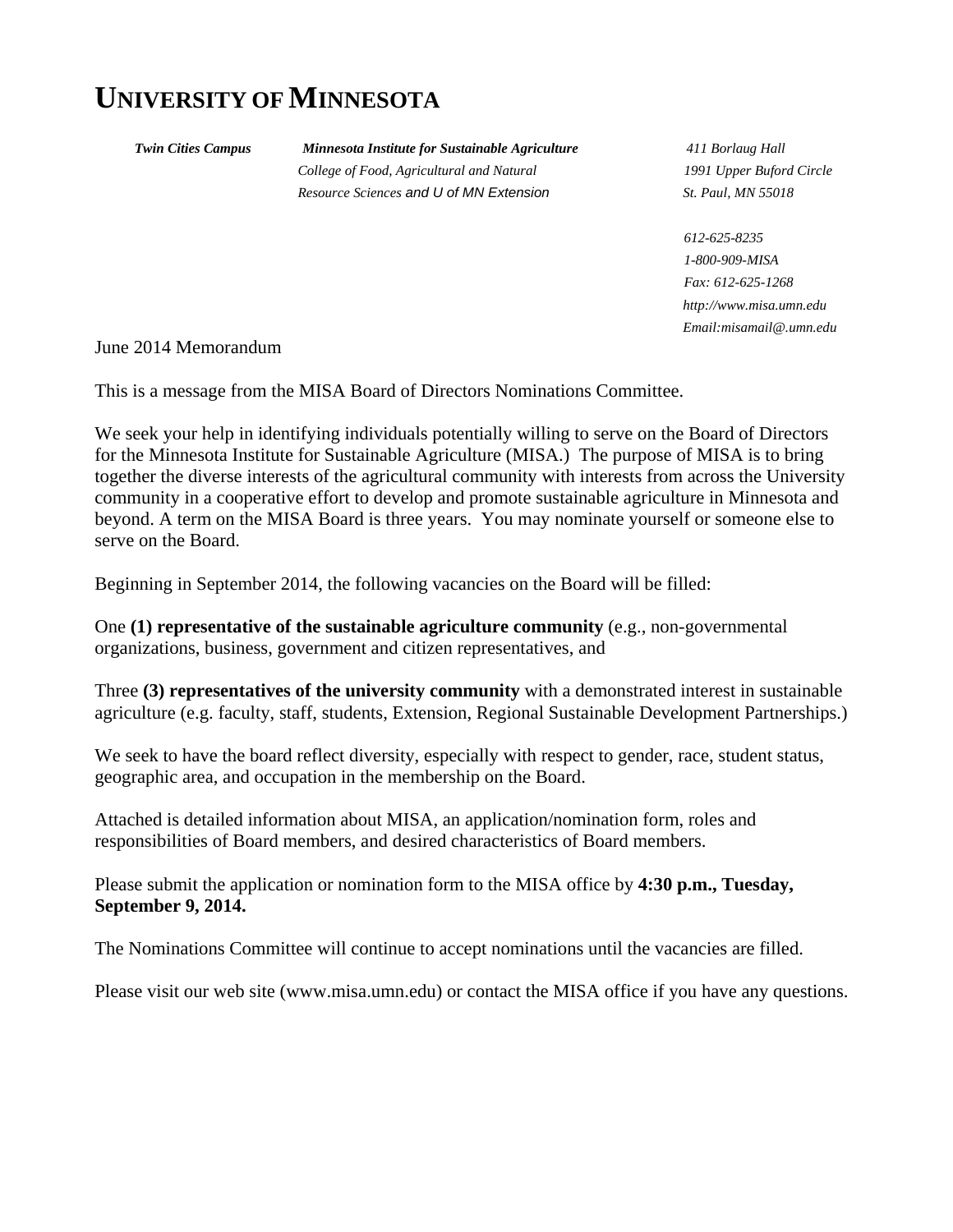# UNIVERSITY OF MINNESOTA

***Twin Cities Campus***

***Minnesota Institute for Sustainable Agriculture***
*College of Food, Agricultural and Natural Resource Sciences and U of MN Extension*

*411 Borlaug Hall*
*1991 Upper Buford Circle*
*St. Paul, MN 55018*

*612-625-8235*
*1-800-909-MISA*
*Fax: 612-625-1268*
*http://www.misa.umn.edu*
*Email:misamail@.umn.edu*

June 2014 Memorandum

This is a message from the MISA Board of Directors Nominations Committee.

We seek your help in identifying individuals potentially willing to serve on the Board of Directors for the Minnesota Institute for Sustainable Agriculture (MISA.) The purpose of MISA is to bring together the diverse interests of the agricultural community with interests from across the University community in a cooperative effort to develop and promote sustainable agriculture in Minnesota and beyond. A term on the MISA Board is three years. You may nominate yourself or someone else to serve on the Board.

Beginning in September 2014, the following vacancies on the Board will be filled:

One **(1) representative of the sustainable agriculture community** (e.g., non-governmental organizations, business, government and citizen representatives, and

Three **(3) representatives of the university community** with a demonstrated interest in sustainable agriculture (e.g. faculty, staff, students, Extension, Regional Sustainable Development Partnerships.)

We seek to have the board reflect diversity, especially with respect to gender, race, student status, geographic area, and occupation in the membership on the Board.

Attached is detailed information about MISA, an application/nomination form, roles and responsibilities of Board members, and desired characteristics of Board members.

Please submit the application or nomination form to the MISA office by **4:30 p.m., Tuesday, September 9, 2014.**

The Nominations Committee will continue to accept nominations until the vacancies are filled.

Please visit our web site (www.misa.umn.edu) or contact the MISA office if you have any questions.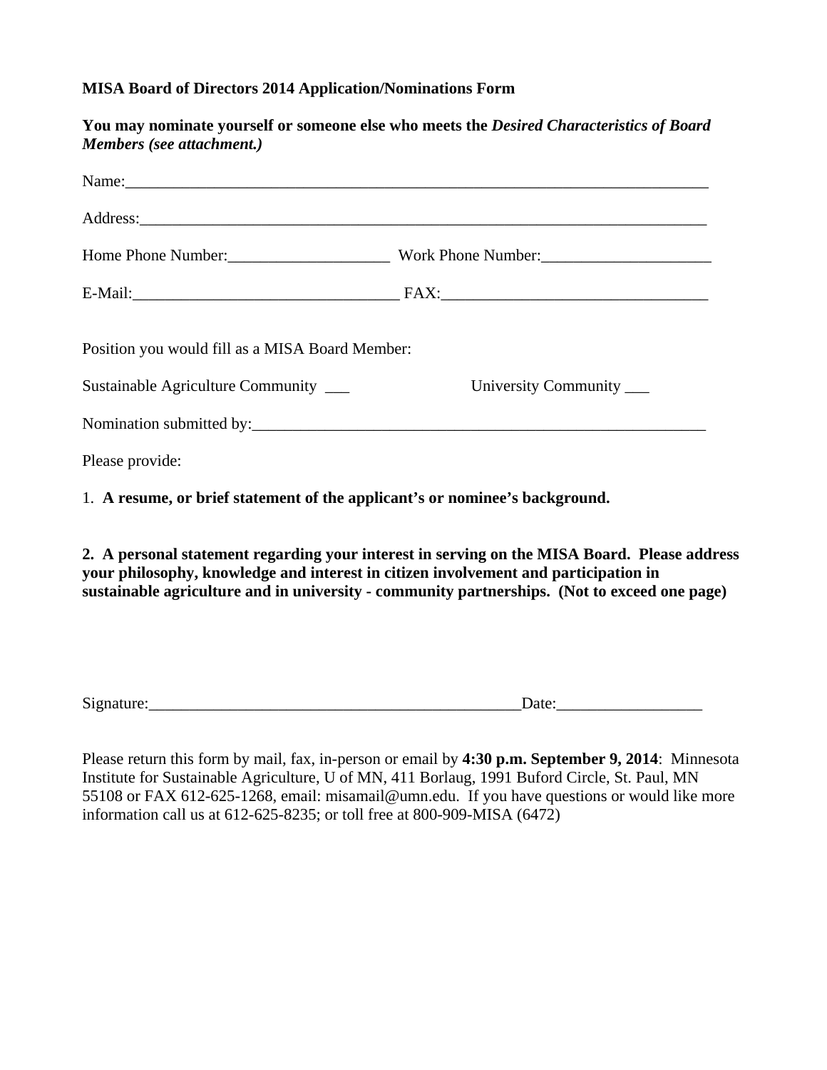**MISA Board of Directors 2014 Application/Nominations Form**

**You may nominate yourself or someone else who meets the *Desired Characteristics of Board Members (see attachment.)***

Name:___________________________________________________________________________

Address:_________________________________________________________________________

Home Phone Number:____________________ Work Phone Number:_____________________

E-Mail:_________________________________ FAX:_________________________________

Position you would fill as a MISA Board Member:

Sustainable Agriculture Community ___ University Community ___

Nomination submitted by:___________________________________________________________

Please provide:

1. **A resume, or brief statement of the applicant's or nominee's background.**

2. **A personal statement regarding your interest in serving on the MISA Board. Please address your philosophy, knowledge and interest in citizen involvement and participation in sustainable agriculture and in university - community partnerships. (Not to exceed one page)**

Signature:_______________________________________________Date:__________________

Please return this form by mail, fax, in-person or email by **4:30 p.m. September 9, 2014**: Minnesota Institute for Sustainable Agriculture, U of MN, 411 Borlaug, 1991 Buford Circle, St. Paul, MN 55108 or FAX 612-625-1268, email: misamail@umn.edu. If you have questions or would like more information call us at 612-625-8235; or toll free at 800-909-MISA (6472)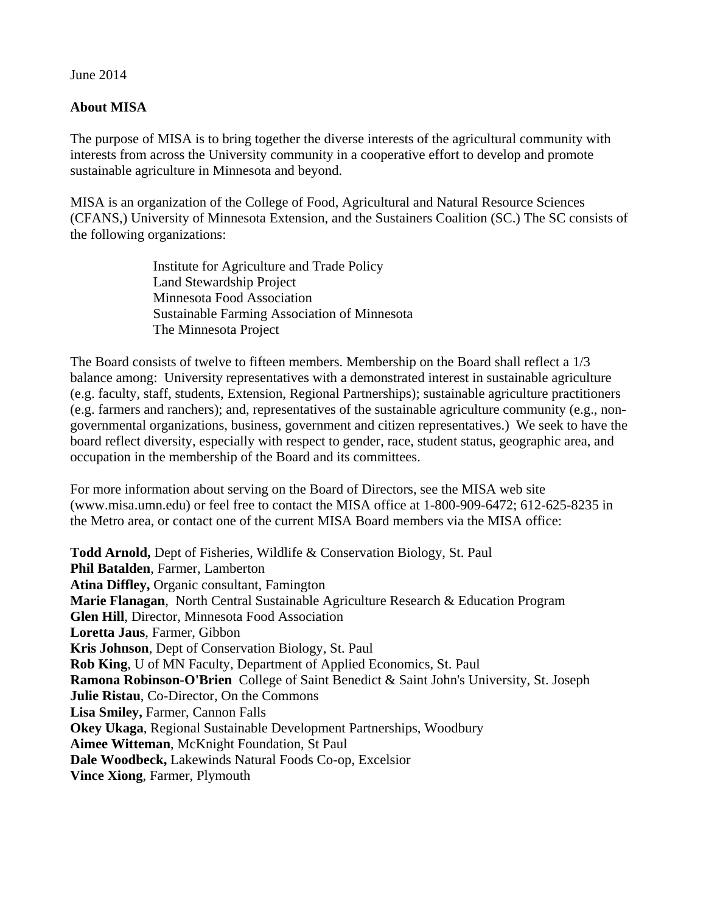June 2014

**About MISA**

The purpose of MISA is to bring together the diverse interests of the agricultural community with interests from across the University community in a cooperative effort to develop and promote sustainable agriculture in Minnesota and beyond.

MISA is an organization of the College of Food, Agricultural and Natural Resource Sciences (CFANS,) University of Minnesota Extension, and the Sustainers Coalition (SC.) The SC consists of the following organizations:

> Institute for Agriculture and Trade Policy
> Land Stewardship Project
> Minnesota Food Association
> Sustainable Farming Association of Minnesota
> The Minnesota Project

The Board consists of twelve to fifteen members. Membership on the Board shall reflect a 1/3 balance among: University representatives with a demonstrated interest in sustainable agriculture (e.g. faculty, staff, students, Extension, Regional Partnerships); sustainable agriculture practitioners (e.g. farmers and ranchers); and, representatives of the sustainable agriculture community (e.g., non-governmental organizations, business, government and citizen representatives.) We seek to have the board reflect diversity, especially with respect to gender, race, student status, geographic area, and occupation in the membership of the Board and its committees.

For more information about serving on the Board of Directors, see the MISA web site (www.misa.umn.edu) or feel free to contact the MISA office at 1-800-909-6472; 612-625-8235 in the Metro area, or contact one of the current MISA Board members via the MISA office:

**Todd Arnold,** Dept of Fisheries, Wildlife & Conservation Biology, St. Paul
**Phil Batalden**, Farmer, Lamberton
**Atina Diffley,** Organic consultant, Famington
**Marie Flanagan**, North Central Sustainable Agriculture Research & Education Program
**Glen Hill**, Director, Minnesota Food Association
**Loretta Jaus**, Farmer, Gibbon
**Kris Johnson**, Dept of Conservation Biology, St. Paul
**Rob King**, U of MN Faculty, Department of Applied Economics, St. Paul
**Ramona Robinson-O'Brien** College of Saint Benedict & Saint John's University, St. Joseph
**Julie Ristau**, Co-Director, On the Commons
**Lisa Smiley,** Farmer, Cannon Falls
**Okey Ukaga**, Regional Sustainable Development Partnerships, Woodbury
**Aimee Witteman**, McKnight Foundation, St Paul
**Dale Woodbeck,** Lakewinds Natural Foods Co-op, Excelsior
**Vince Xiong**, Farmer, Plymouth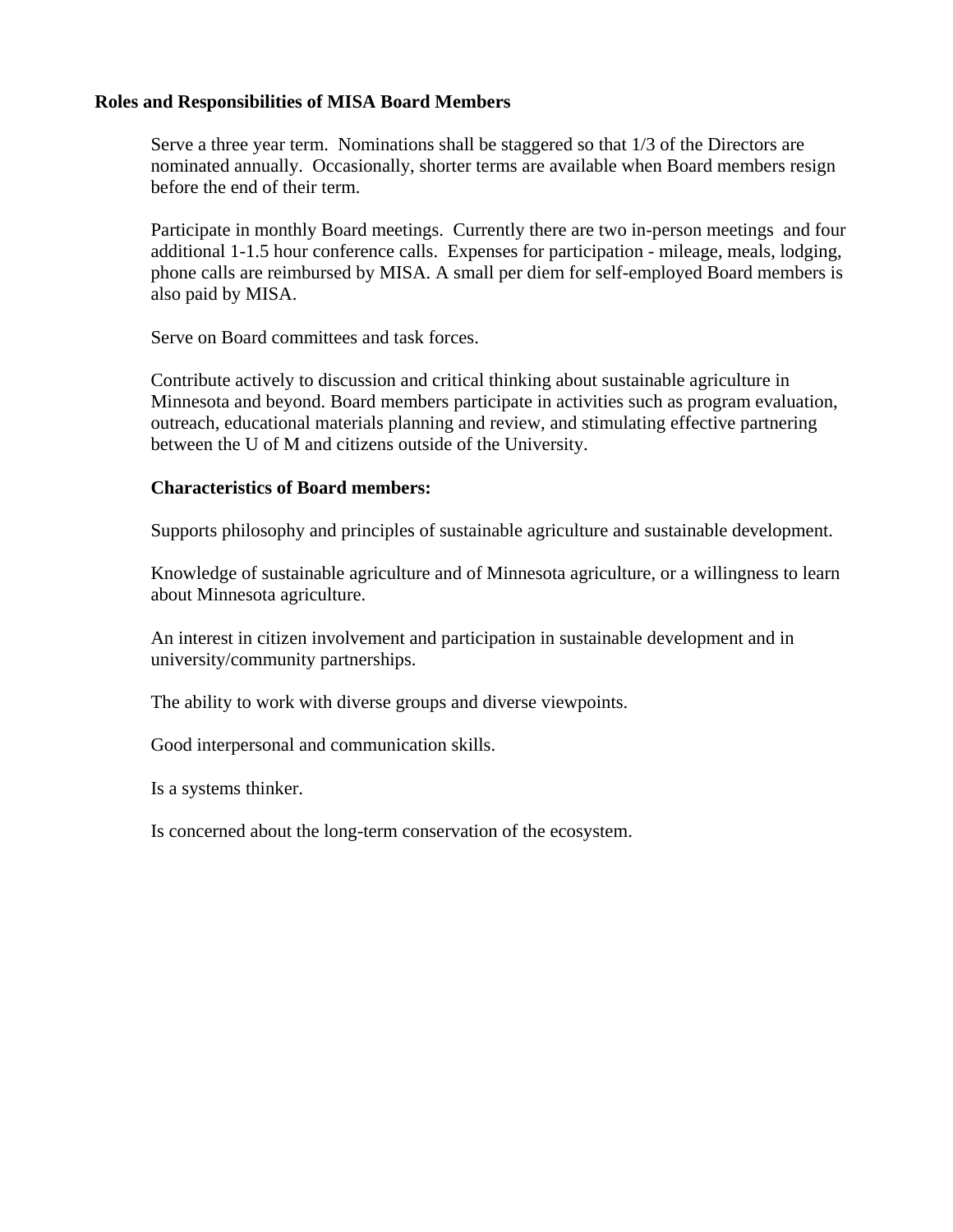**Roles and Responsibilities of MISA Board Members**

Serve a three year term. Nominations shall be staggered so that 1/3 of the Directors are nominated annually. Occasionally, shorter terms are available when Board members resign before the end of their term.

Participate in monthly Board meetings. Currently there are two in-person meetings and four additional 1-1.5 hour conference calls. Expenses for participation - mileage, meals, lodging, phone calls are reimbursed by MISA. A small per diem for self-employed Board members is also paid by MISA.

Serve on Board committees and task forces.

Contribute actively to discussion and critical thinking about sustainable agriculture in Minnesota and beyond. Board members participate in activities such as program evaluation, outreach, educational materials planning and review, and stimulating effective partnering between the U of M and citizens outside of the University.

**Characteristics of Board members:**

Supports philosophy and principles of sustainable agriculture and sustainable development.

Knowledge of sustainable agriculture and of Minnesota agriculture, or a willingness to learn about Minnesota agriculture.

An interest in citizen involvement and participation in sustainable development and in university/community partnerships.

The ability to work with diverse groups and diverse viewpoints.

Good interpersonal and communication skills.

Is a systems thinker.

Is concerned about the long-term conservation of the ecosystem.